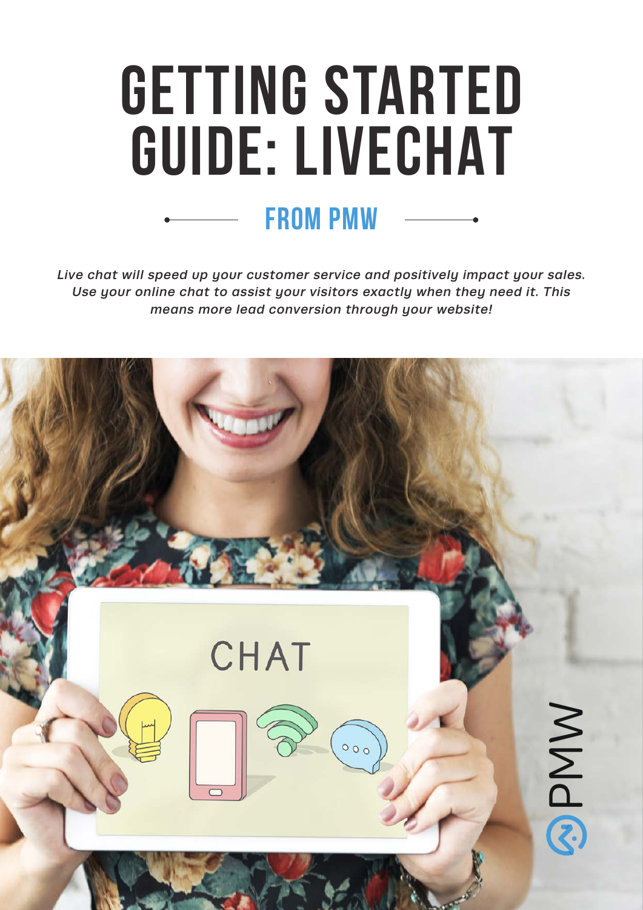# GETTING STARTED GUIDE: LIVECHAT

## FROM PMW

*Live chat will speed up your customer service and positively impact your sales. Use your online chat to assist your visitors exactly when they need it. This means more lead conversion through your website!*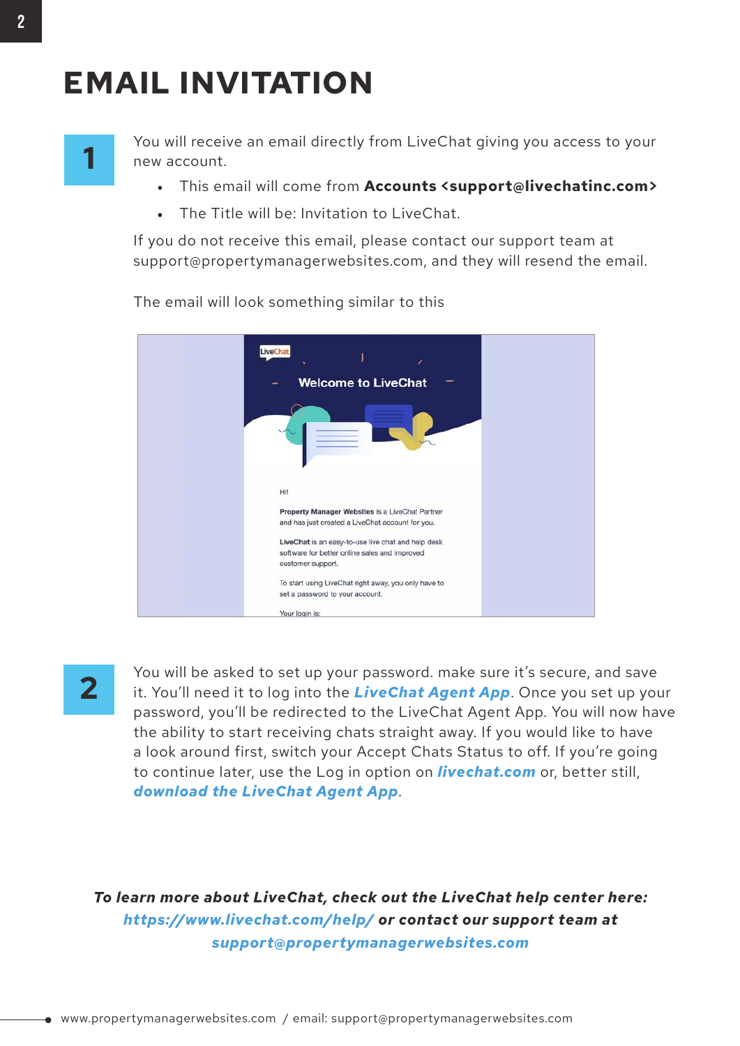# EMAIL INVITATION

**1**

You will receive an email directly from LiveChat giving you access to your new account.

- This email will come from **Accounts <support@livechatinc.com>**
- The Title will be: Invitation to LiveChat.

If you do not receive this email, please contact our support team at support@propertymanagerwebsites.com, and they will resend the email.

The email will look something similar to this

**2**

You will be asked to set up your password. make sure it's secure, and save it. You'll need it to log into the ***LiveChat Agent App***. Once you set up your password, you'll be redirected to the LiveChat Agent App. You will now have the ability to start receiving chats straight away. If you would like to have a look around first, switch your Accept Chats Status to off. If you're going to continue later, use the Log in option on ***livechat.com*** or, better still, ***download the LiveChat Agent App***.

***To learn more about LiveChat, check out the LiveChat help center here: https://www.livechat.com/help/ or contact our support team at support@propertymanagerwebsites.com***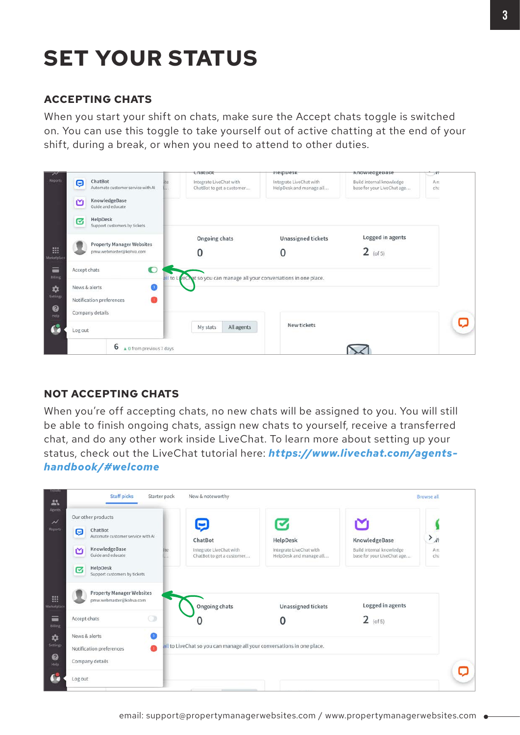# SET YOUR STATUS

## ACCEPTING CHATS

When you start your shift on chats, make sure the Accept chats toggle is switched on. You can use this toggle to take yourself out of active chatting at the end of your shift, during a break, or when you need to attend to other duties.

## NOT ACCEPTING CHATS

When you're off accepting chats, no new chats will be assigned to you. You will still be able to finish ongoing chats, assign new chats to yourself, receive a transferred chat, and do any other work inside LiveChat. To learn more about setting up your status, check out the LiveChat tutorial here: ***https://www.livechat.com/agents-handbook/#welcome***

email: support@propertymanagerwebsites.com / www.propertymanagerwebsites.com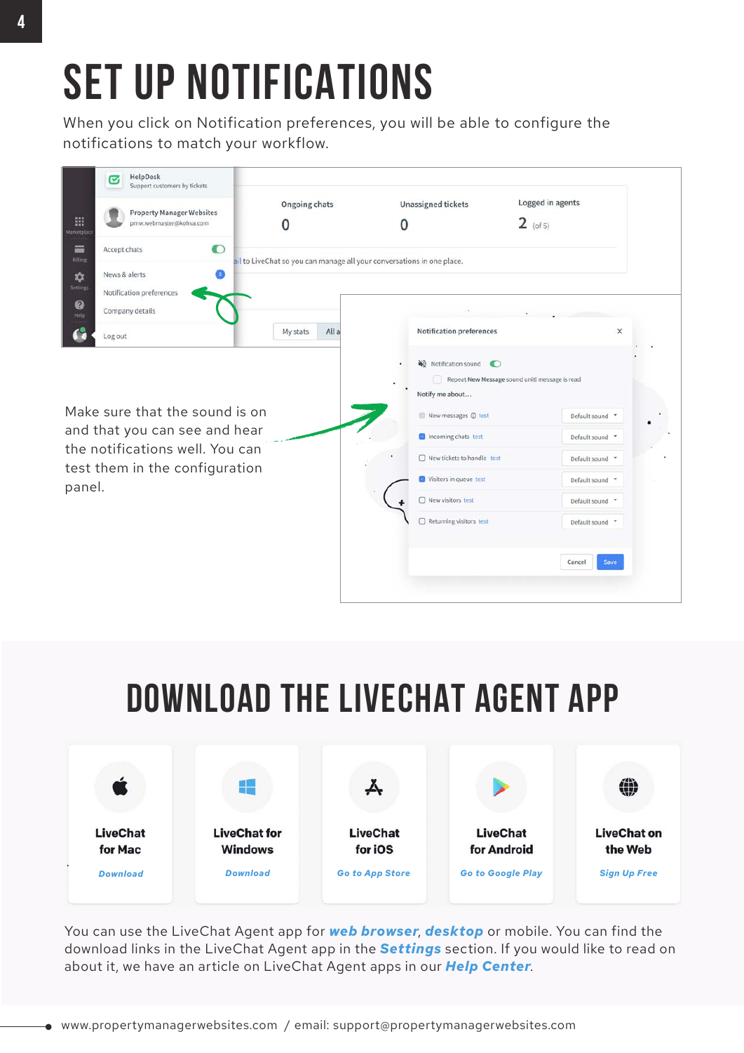# SET UP NOTIFICATIONS

When you click on Notification preferences, you will be able to configure the notifications to match your workflow.

Make sure that the sound is on and that you can see and hear the notifications well. You can test them in the configuration panel.

# DOWNLOAD THE LIVECHAT AGENT APP

**LiveChat for Mac**
*Download*

**LiveChat for Windows**
*Download*

**LiveChat for iOS**
*Go to App Store*

**LiveChat for Android**
*Go to Google Play*

**LiveChat on the Web**
*Sign Up Free*

You can use the LiveChat Agent app for ***web browser***, ***desktop*** or mobile. You can find the download links in the LiveChat Agent app in the ***Settings*** section. If you would like to read on about it, we have an article on LiveChat Agent apps in our ***Help Center***.

www.propertymanagerwebsites.com / email: support@propertymanagerwebsites.com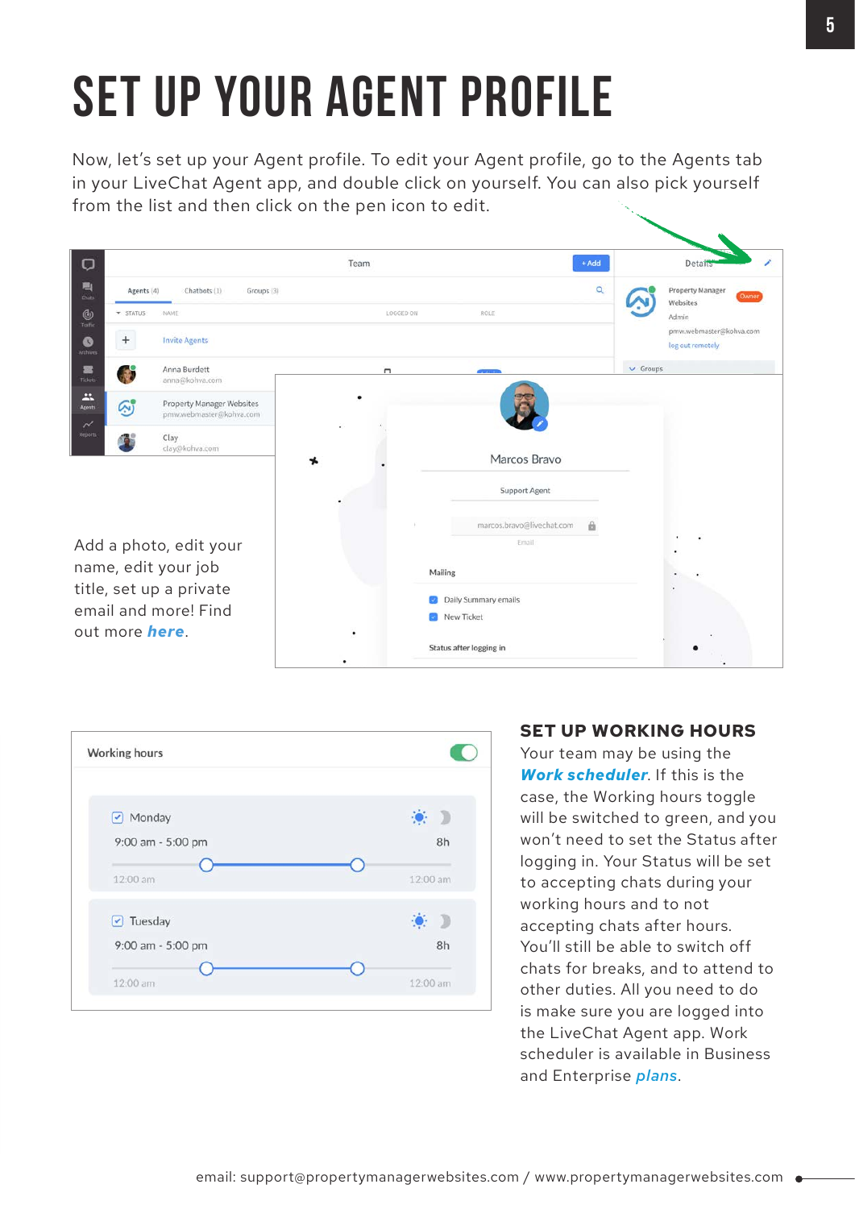# SET UP YOUR AGENT PROFILE

Now, let's set up your Agent profile. To edit your Agent profile, go to the Agents tab in your LiveChat Agent app, and double click on yourself. You can also pick yourself from the list and then click on the pen icon to edit.

Add a photo, edit your name, edit your job title, set up a private email and more! Find out more ***here***.

## SET UP WORKING HOURS

Your team may be using the ***Work scheduler***. If this is the case, the Working hours toggle will be switched to green, and you won't need to set the Status after logging in. Your Status will be set to accepting chats during your working hours and to not accepting chats after hours. You'll still be able to switch off chats for breaks, and to attend to other duties. All you need to do is make sure you are logged into the LiveChat Agent app. Work scheduler is available in Business and Enterprise ***plans***.

email: support@propertymanagerwebsites.com / www.propertymanagerwebsites.com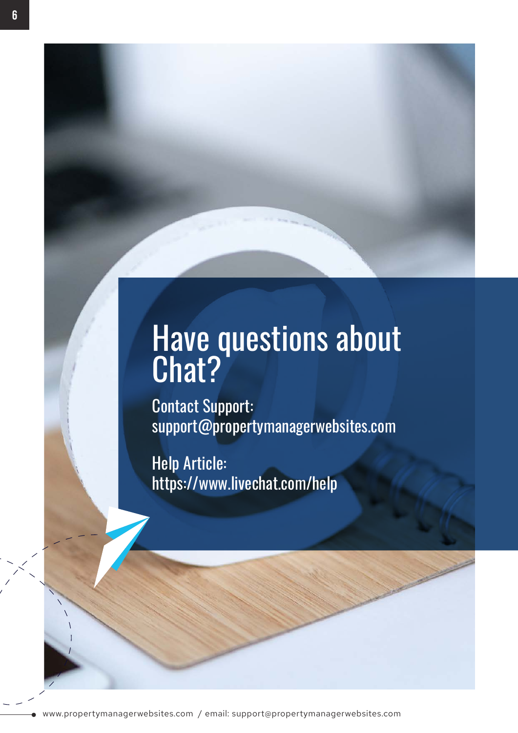# Have questions about Chat?

Contact Support:
support@propertymanagerwebsites.com

Help Article:
https://www.livechat.com/help